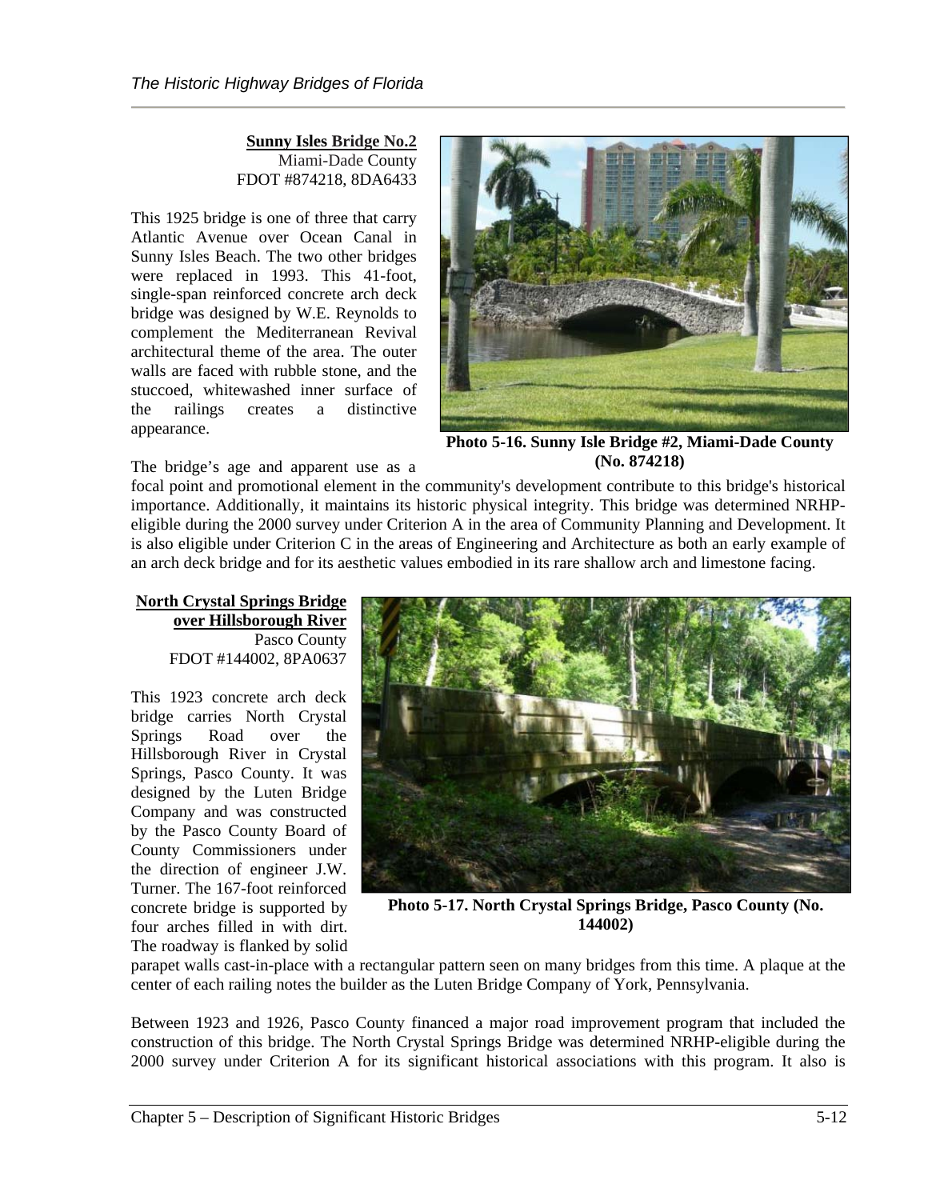**Sunny Isles Bridge No.2**
Miami-Dade County
FDOT #874218, 8DA6433

This 1925 bridge is one of three that carry Atlantic Avenue over Ocean Canal in Sunny Isles Beach. The two other bridges were replaced in 1993. This 41-foot, single-span reinforced concrete arch deck bridge was designed by W.E. Reynolds to complement the Mediterranean Revival architectural theme of the area. The outer walls are faced with rubble stone, and the stuccoed, whitewashed inner surface of the railings creates a distinctive appearance.

**Photo 5-16. Sunny Isle Bridge #2, Miami-Dade County (No. 874218)**

The bridge's age and apparent use as a focal point and promotional element in the community's development contribute to this bridge's historical importance. Additionally, it maintains its historic physical integrity. This bridge was determined NRHP-eligible during the 2000 survey under Criterion A in the area of Community Planning and Development. It is also eligible under Criterion C in the areas of Engineering and Architecture as both an early example of an arch deck bridge and for its aesthetic values embodied in its rare shallow arch and limestone facing.

**North Crystal Springs Bridge over Hillsborough River**
Pasco County
FDOT #144002, 8PA0637

This 1923 concrete arch deck bridge carries North Crystal Springs Road over the Hillsborough River in Crystal Springs, Pasco County. It was designed by the Luten Bridge Company and was constructed by the Pasco County Board of County Commissioners under the direction of engineer J.W. Turner. The 167-foot reinforced concrete bridge is supported by four arches filled in with dirt. The roadway is flanked by solid parapet walls cast-in-place with a rectangular pattern seen on many bridges from this time. A plaque at the center of each railing notes the builder as the Luten Bridge Company of York, Pennsylvania.

**Photo 5-17. North Crystal Springs Bridge, Pasco County (No. 144002)**

Between 1923 and 1926, Pasco County financed a major road improvement program that included the construction of this bridge. The North Crystal Springs Bridge was determined NRHP-eligible during the 2000 survey under Criterion A for its significant historical associations with this program. It also is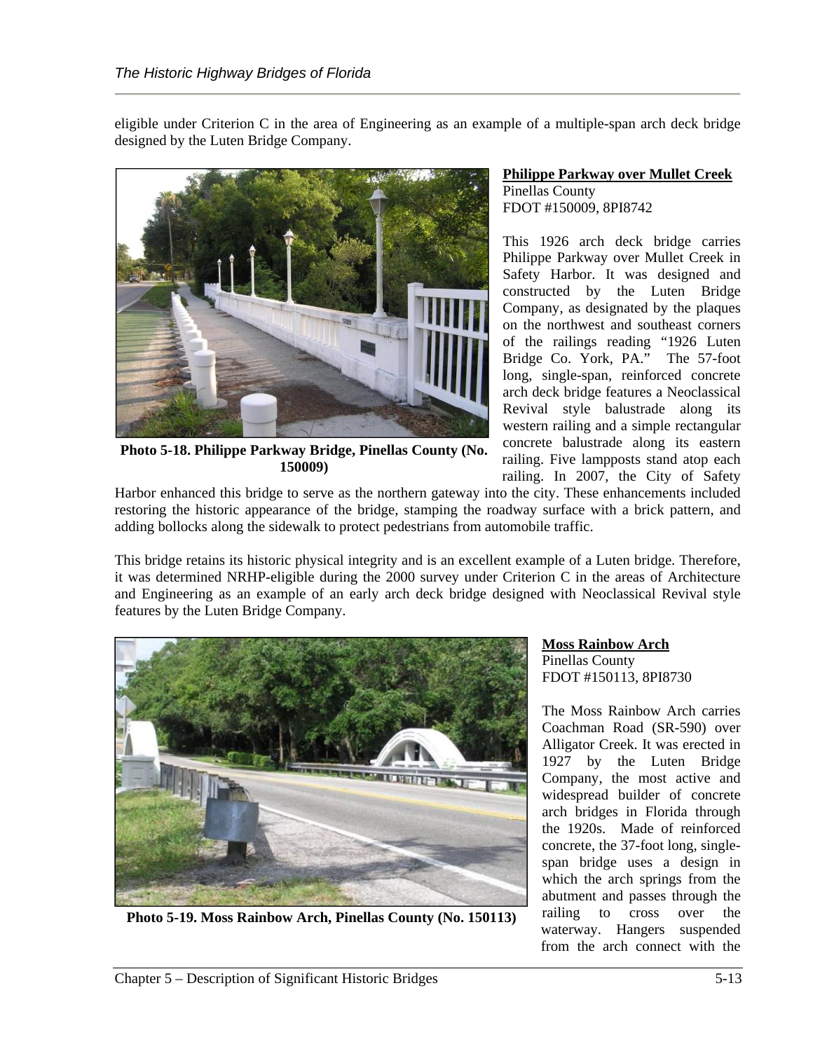eligible under Criterion C in the area of Engineering as an example of a multiple-span arch deck bridge designed by the Luten Bridge Company.

**Photo 5-18. Philippe Parkway Bridge, Pinellas County (No. 150009)**

**Philippe Parkway over Mullet Creek**
Pinellas County
FDOT #150009, 8PI8742

This 1926 arch deck bridge carries Philippe Parkway over Mullet Creek in Safety Harbor. It was designed and constructed by the Luten Bridge Company, as designated by the plaques on the northwest and southeast corners of the railings reading "1926 Luten Bridge Co. York, PA." The 57-foot long, single-span, reinforced concrete arch deck bridge features a Neoclassical Revival style balustrade along its western railing and a simple rectangular concrete balustrade along its eastern railing. Five lampposts stand atop each railing. In 2007, the City of Safety Harbor enhanced this bridge to serve as the northern gateway into the city. These enhancements included restoring the historic appearance of the bridge, stamping the roadway surface with a brick pattern, and adding bollocks along the sidewalk to protect pedestrians from automobile traffic.

This bridge retains its historic physical integrity and is an excellent example of a Luten bridge. Therefore, it was determined NRHP-eligible during the 2000 survey under Criterion C in the areas of Architecture and Engineering as an example of an early arch deck bridge designed with Neoclassical Revival style features by the Luten Bridge Company.

**Photo 5-19. Moss Rainbow Arch, Pinellas County (No. 150113)**

**Moss Rainbow Arch**
Pinellas County
FDOT #150113, 8PI8730

The Moss Rainbow Arch carries Coachman Road (SR-590) over Alligator Creek. It was erected in 1927 by the Luten Bridge Company, the most active and widespread builder of concrete arch bridges in Florida through the 1920s. Made of reinforced concrete, the 37-foot long, single-span bridge uses a design in which the arch springs from the abutment and passes through the railing to cross over the waterway. Hangers suspended from the arch connect with the